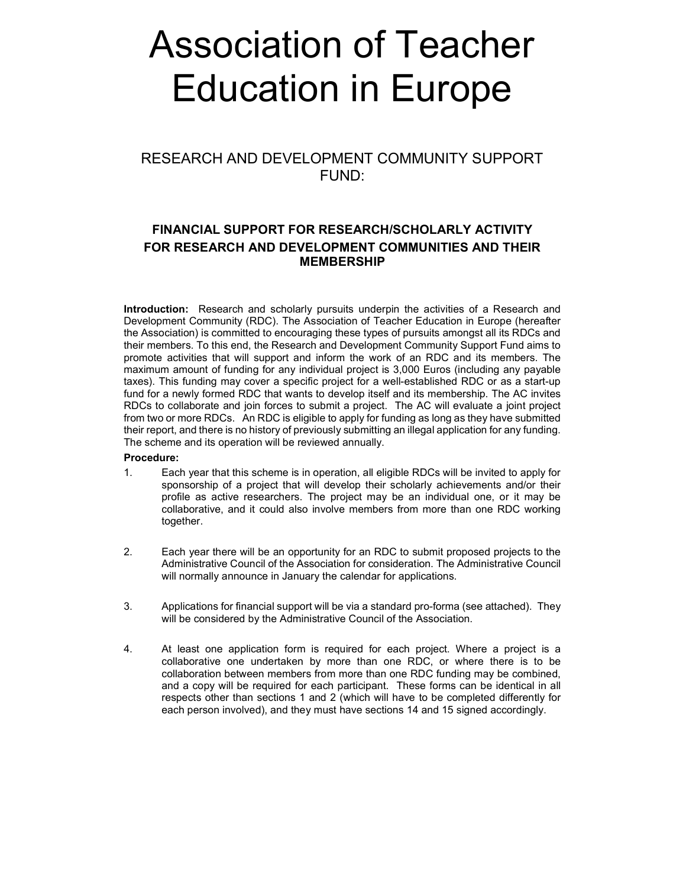# Association of Teacher Education in Europe

## RESEARCH AND DEVELOPMENT COMMUNITY SUPPORT FUND:

### FINANCIAL SUPPORT FOR RESEARCH/SCHOLARLY ACTIVITY FOR RESEARCH AND DEVELOPMENT COMMUNITIES AND THEIR MEMBERSHIP

**Introduction:** Research and scholarly pursuits underpin the activities of a Research and Development Community (RDC). The Association of Teacher Education in Europe (hereafter the Association) is committed to encouraging these types of pursuits amongst all its RDCs and their members. To this end, the Research and Development Community Support Fund aims to promote activities that will support and inform the work of an RDC and its members. The maximum amount of funding for any individual project is 3,000 Euros (including any payable taxes). This funding may cover a specific project for a well-established RDC or as a start-up fund for a newly formed RDC that wants to develop itself and its membership. The AC invites RDCs to collaborate and join forces to submit a project. The AC will evaluate a joint project from two or more RDCs. An RDC is eligible to apply for funding as long as they have submitted their report, and there is no history of previously submitting an illegal application for any funding. The scheme and its operation will be reviewed annually.

**Procedure:**

1. Each year that this scheme is in operation, all eligible RDCs will be invited to apply for sponsorship of a project that will develop their scholarly achievements and/or their profile as active researchers. The project may be an individual one, or it may be collaborative, and it could also involve members from more than one RDC working together.

2. Each year there will be an opportunity for an RDC to submit proposed projects to the Administrative Council of the Association for consideration. The Administrative Council will normally announce in January the calendar for applications.

3. Applications for financial support will be via a standard pro-forma (see attached). They will be considered by the Administrative Council of the Association.

4. At least one application form is required for each project. Where a project is a collaborative one undertaken by more than one RDC, or where there is to be collaboration between members from more than one RDC funding may be combined, and a copy will be required for each participant. These forms can be identical in all respects other than sections 1 and 2 (which will have to be completed differently for each person involved), and they must have sections 14 and 15 signed accordingly.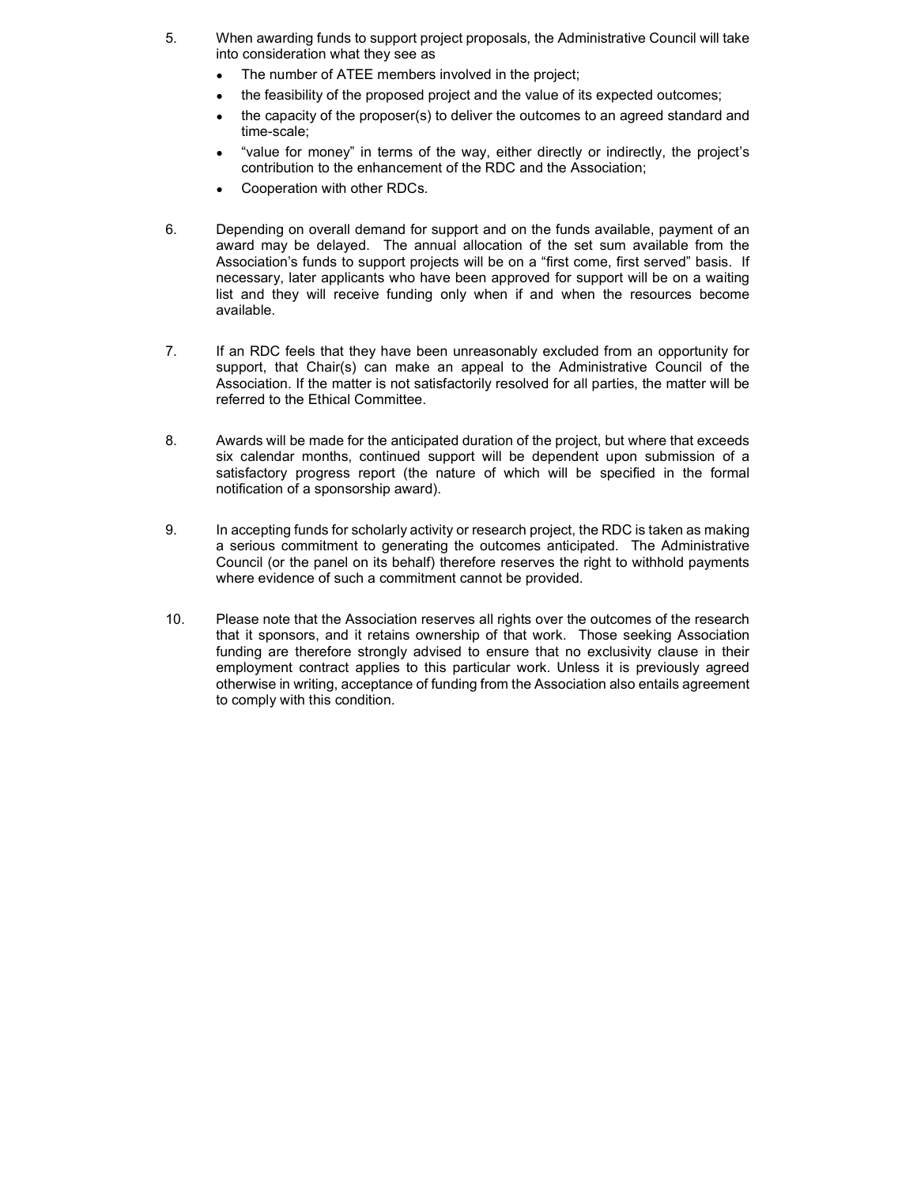5. When awarding funds to support project proposals, the Administrative Council will take into consideration what they see as
   - The number of ATEE members involved in the project;
   - the feasibility of the proposed project and the value of its expected outcomes;
   - the capacity of the proposer(s) to deliver the outcomes to an agreed standard and time-scale;
   - "value for money" in terms of the way, either directly or indirectly, the project's contribution to the enhancement of the RDC and the Association;
   - Cooperation with other RDCs.

6. Depending on overall demand for support and on the funds available, payment of an award may be delayed. The annual allocation of the set sum available from the Association's funds to support projects will be on a "first come, first served" basis. If necessary, later applicants who have been approved for support will be on a waiting list and they will receive funding only when if and when the resources become available.

7. If an RDC feels that they have been unreasonably excluded from an opportunity for support, that Chair(s) can make an appeal to the Administrative Council of the Association. If the matter is not satisfactorily resolved for all parties, the matter will be referred to the Ethical Committee.

8. Awards will be made for the anticipated duration of the project, but where that exceeds six calendar months, continued support will be dependent upon submission of a satisfactory progress report (the nature of which will be specified in the formal notification of a sponsorship award).

9. In accepting funds for scholarly activity or research project, the RDC is taken as making a serious commitment to generating the outcomes anticipated. The Administrative Council (or the panel on its behalf) therefore reserves the right to withhold payments where evidence of such a commitment cannot be provided.

10. Please note that the Association reserves all rights over the outcomes of the research that it sponsors, and it retains ownership of that work. Those seeking Association funding are therefore strongly advised to ensure that no exclusivity clause in their employment contract applies to this particular work. Unless it is previously agreed otherwise in writing, acceptance of funding from the Association also entails agreement to comply with this condition.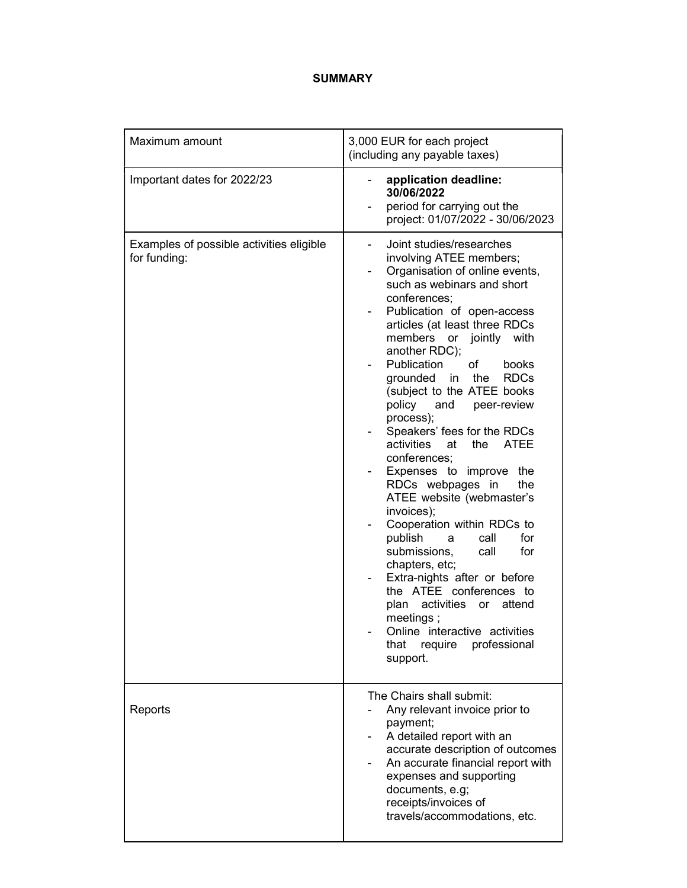## SUMMARY

| | |
|---|---|
| Maximum amount | 3,000 EUR for each project (including any payable taxes) |
| Important dates for 2022/23 | - **application deadline: 30/06/2022**<br>- period for carrying out the project: 01/07/2022 - 30/06/2023 |
| Examples of possible activities eligible for funding: | - Joint studies/researches involving ATEE members;<br>- Organisation of online events, such as webinars and short conferences;<br>- Publication of open-access articles (at least three RDCs members or jointly with another RDC);<br>- Publication of books grounded in the RDCs (subject to the ATEE books policy and peer-review process);<br>- Speakers' fees for the RDCs activities at the ATEE conferences;<br>- Expenses to improve the RDCs webpages in the ATEE website (webmaster's invoices);<br>- Cooperation within RDCs to publish a call for submissions, call for chapters, etc;<br>- Extra-nights after or before the ATEE conferences to plan activities or attend meetings ;<br>- Online interactive activities that require professional support. |
| Reports | The Chairs shall submit:<br>- Any relevant invoice prior to payment;<br>- A detailed report with an accurate description of outcomes<br>- An accurate financial report with expenses and supporting documents, e.g; receipts/invoices of travels/accommodations, etc. |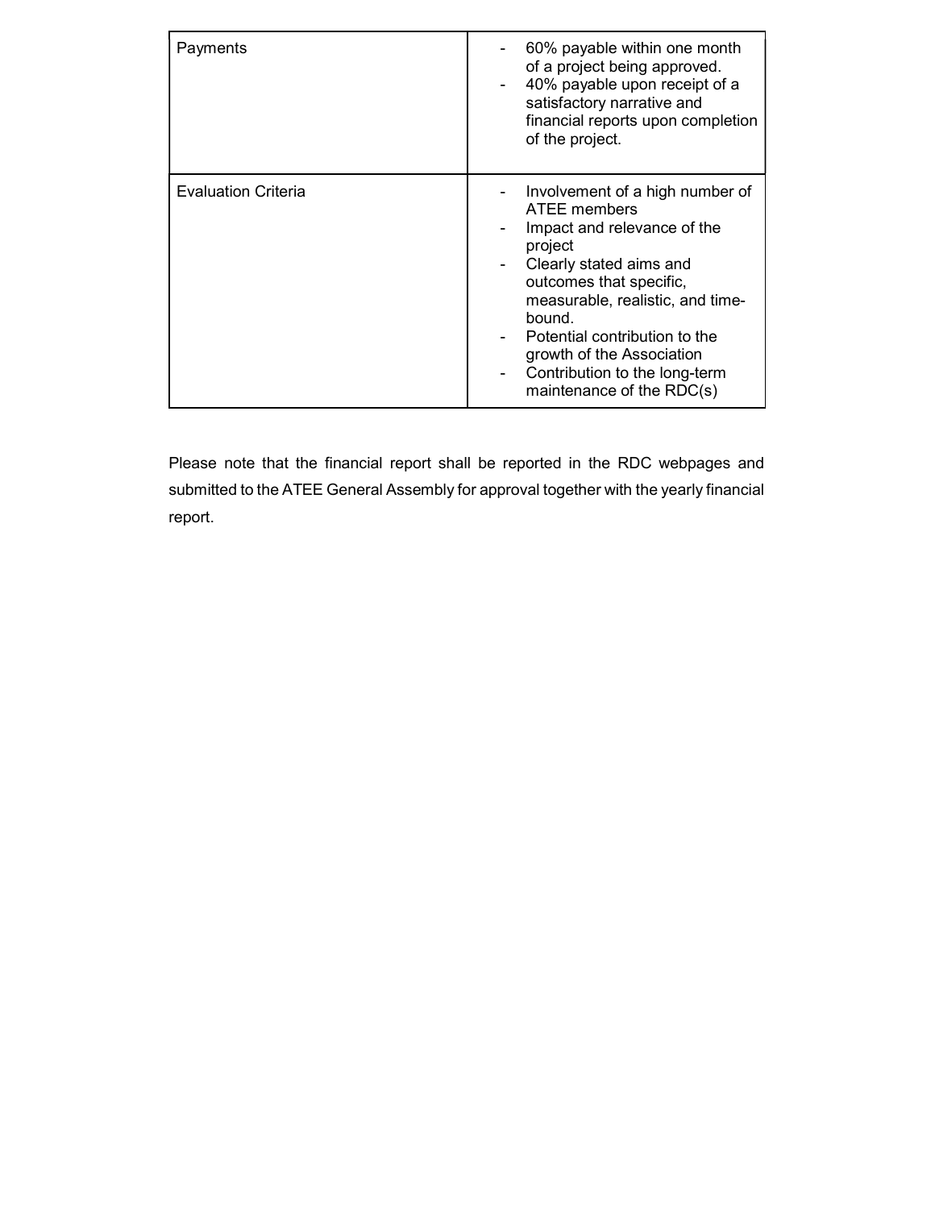| | |
|---|---|
| Payments | - 60% payable within one month of a project being approved.<br>- 40% payable upon receipt of a satisfactory narrative and financial reports upon completion of the project. |
| Evaluation Criteria | - Involvement of a high number of ATEE members<br>- Impact and relevance of the project<br>- Clearly stated aims and outcomes that specific, measurable, realistic, and time-bound.<br>- Potential contribution to the growth of the Association<br>- Contribution to the long-term maintenance of the RDC(s) |

Please note that the financial report shall be reported in the RDC webpages and submitted to the ATEE General Assembly for approval together with the yearly financial report.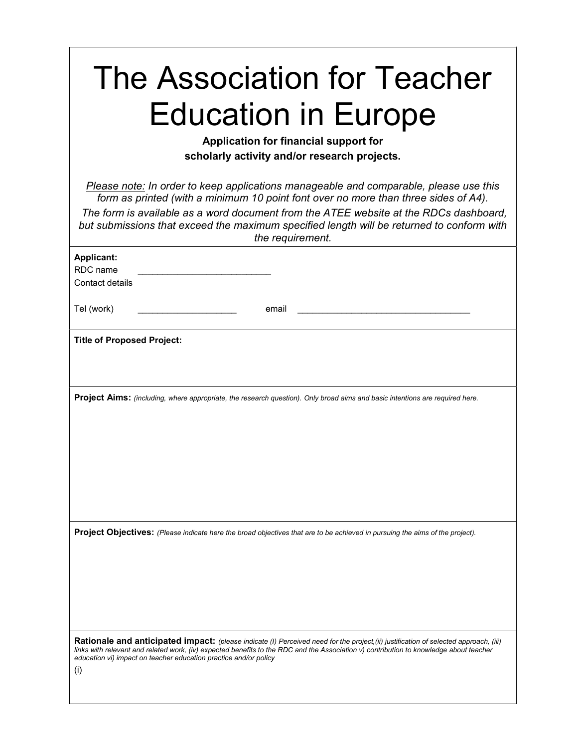# The Association for Teacher Education in Europe

**Application for financial support for scholarly activity and/or research projects.**

*<u>Please note:</u> In order to keep applications manageable and comparable, please use this form as printed (with a minimum 10 point font over no more than three sides of A4).*

*The form is available as a word document from the ATEE website at the RDCs dashboard, but submissions that exceed the maximum specified length will be returned to conform with the requirement.*

**Applicant:**

RDC name ___________________________

Contact details

Tel (work) ____________________ email ___________________________________

**Title of Proposed Project:**

**Project Aims:** *(including, where appropriate, the research question). Only broad aims and basic intentions are required here.*

**Project Objectives:** *(Please indicate here the broad objectives that are to be achieved in pursuing the aims of the project).*

**Rationale and anticipated impact:** *(please indicate (I) Perceived need for the project,(ii) justification of selected approach, (iii) links with relevant and related work, (iv) expected benefits to the RDC and the Association v) contribution to knowledge about teacher education vi) impact on teacher education practice and/or policy*

(i)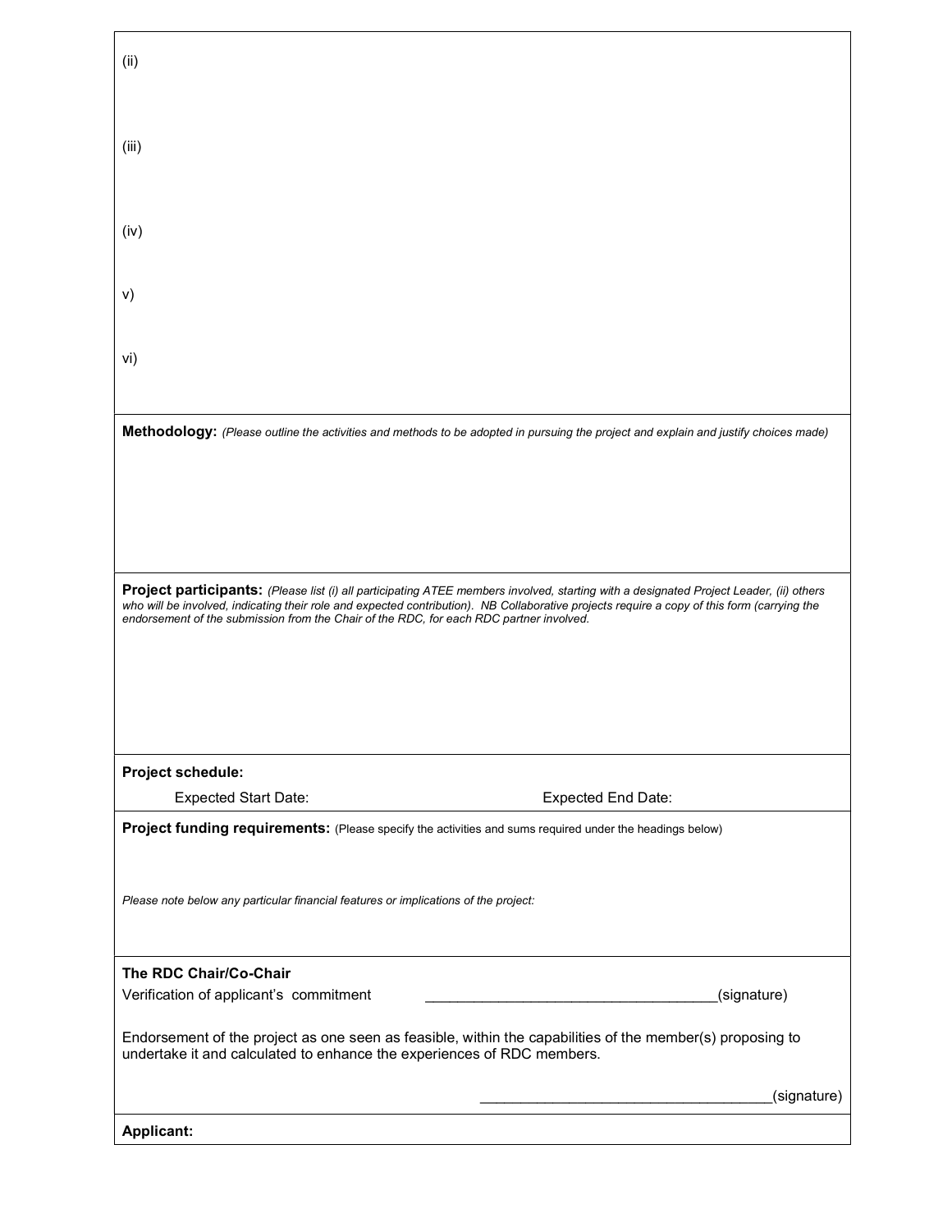(ii)

(iii)

(iv)

v)

vi)

**Methodology:** *(Please outline the activities and methods to be adopted in pursuing the project and explain and justify choices made)*

**Project participants:** *(Please list (i) all participating ATEE members involved, starting with a designated Project Leader, (ii) others who will be involved, indicating their role and expected contribution). NB Collaborative projects require a copy of this form (carrying the endorsement of the submission from the Chair of the RDC, for each RDC partner involved.*

**Project schedule:**

Expected Start Date: Expected End Date:

**Project funding requirements:** (Please specify the activities and sums required under the headings below)

*Please note below any particular financial features or implications of the project:*

**The RDC Chair/Co-Chair**

Verification of applicant's commitment ___________________________________(signature)

Endorsement of the project as one seen as feasible, within the capabilities of the member(s) proposing to undertake it and calculated to enhance the experiences of RDC members.

___________________________________(signature)

**Applicant:**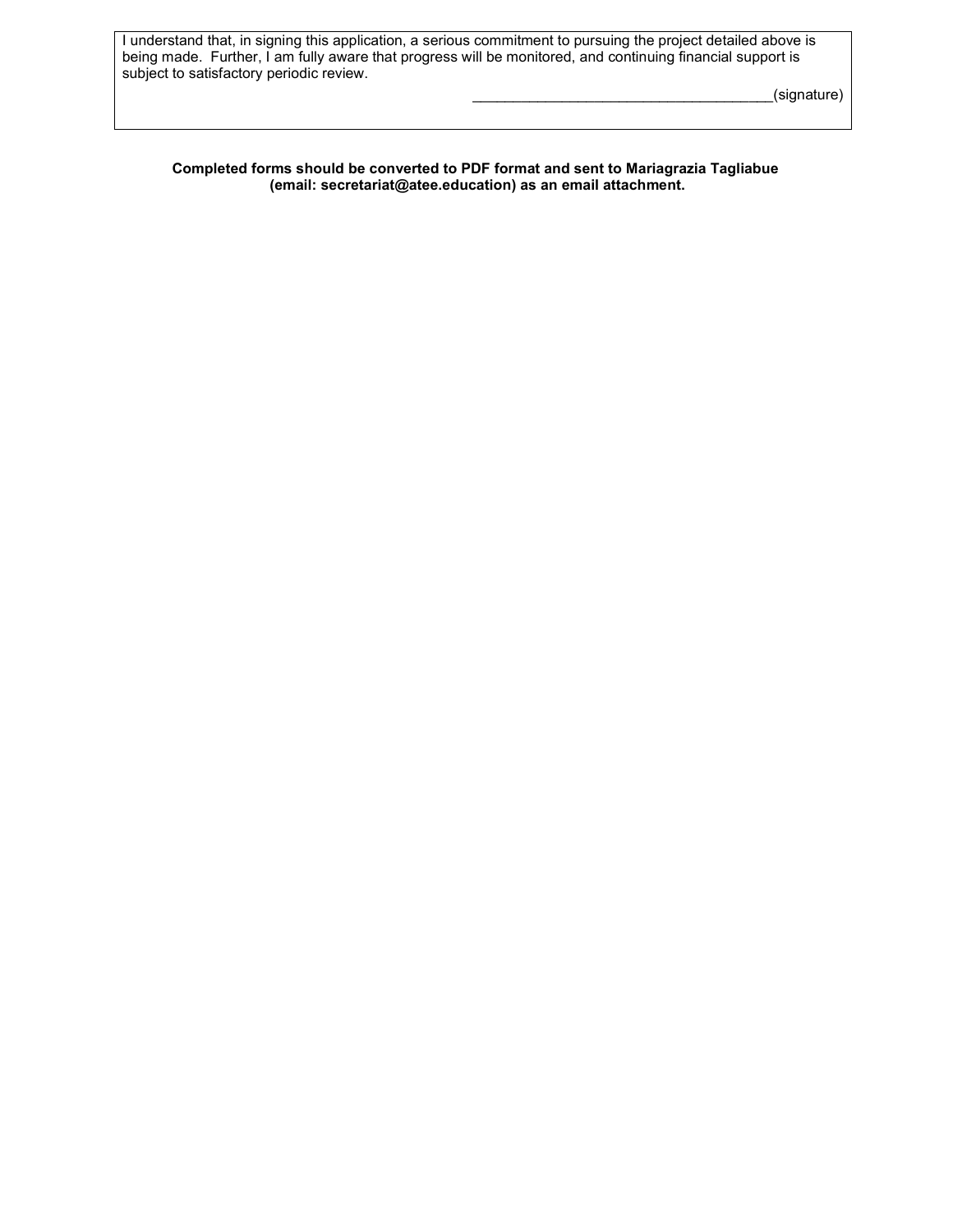I understand that, in signing this application, a serious commitment to pursuing the project detailed above is being made. Further, I am fully aware that progress will be monitored, and continuing financial support is subject to satisfactory periodic review.

_____________________________________(signature)

**Completed forms should be converted to PDF format and sent to Mariagrazia Tagliabue (email: secretariat@atee.education) as an email attachment.**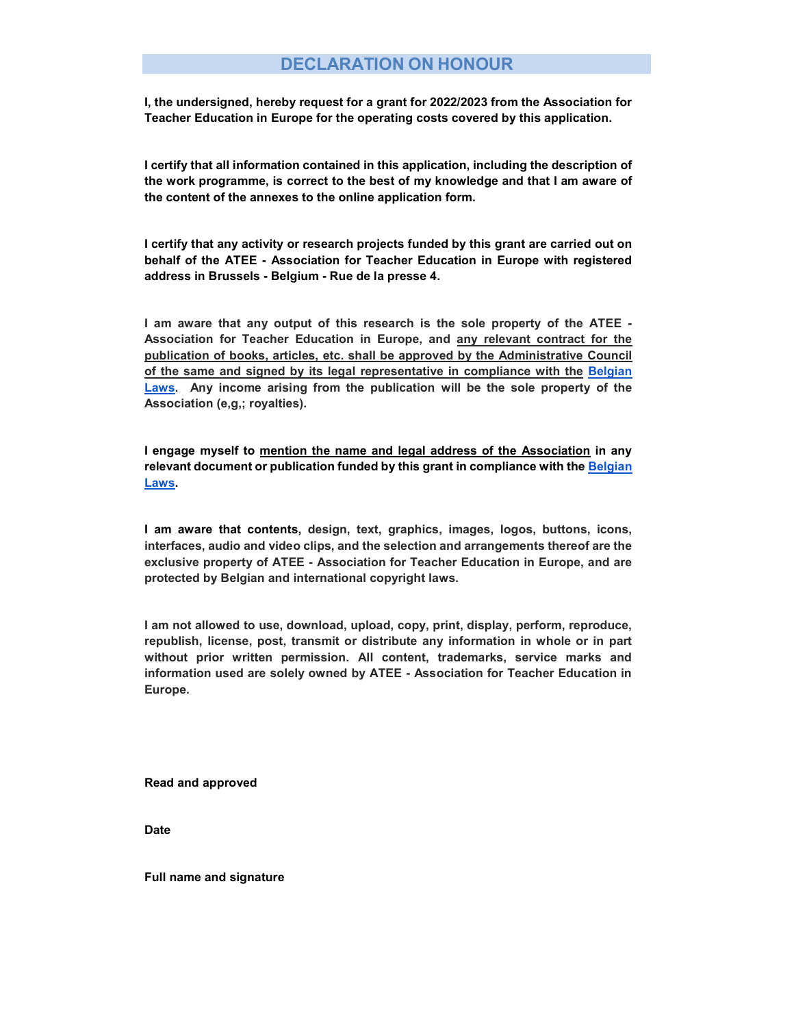# DECLARATION ON HONOUR

**I, the undersigned, hereby request for a grant for 2022/2023 from the Association for Teacher Education in Europe for the operating costs covered by this application.**

**I certify that all information contained in this application, including the description of the work programme, is correct to the best of my knowledge and that I am aware of the content of the annexes to the online application form.**

**I certify that any activity or research projects funded by this grant are carried out on behalf of the ATEE - Association for Teacher Education in Europe with registered address in Brussels - Belgium - Rue de la presse 4.**

**I am aware that any output of this research is the sole property of the ATEE - Association for Teacher Education in Europe, and <u>any relevant contract for the publication of books, articles, etc. shall be approved by the Administrative Council of the same and signed by its legal representative in compliance with the</u> <u>Belgian Laws</u>. Any income arising from the publication will be the sole property of the Association (e,g,; royalties).**

**I engage myself to <u>mention the name and legal address of the Association</u> in any relevant document or publication funded by this grant in compliance with the <u>Belgian Laws</u>.**

**I am aware that contents, design, text, graphics, images, logos, buttons, icons, interfaces, audio and video clips, and the selection and arrangements thereof are the exclusive property of ATEE - Association for Teacher Education in Europe, and are protected by Belgian and international copyright laws.**

**I am not allowed to use, download, upload, copy, print, display, perform, reproduce, republish, license, post, transmit or distribute any information in whole or in part without prior written permission. All content, trademarks, service marks and information used are solely owned by ATEE - Association for Teacher Education in Europe.**

**Read and approved**

**Date**

**Full name and signature**